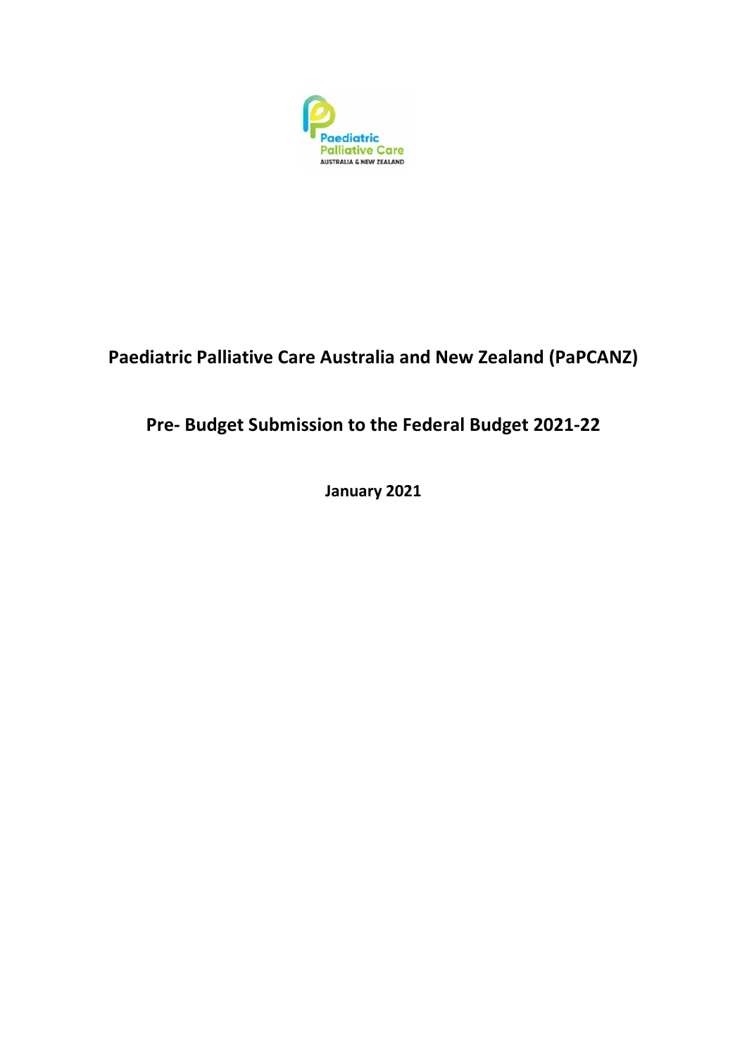# Paediatric Palliative Care Australia and New Zealand (PaPCANZ)

## Pre- Budget Submission to the Federal Budget 2021-22

**January 2021**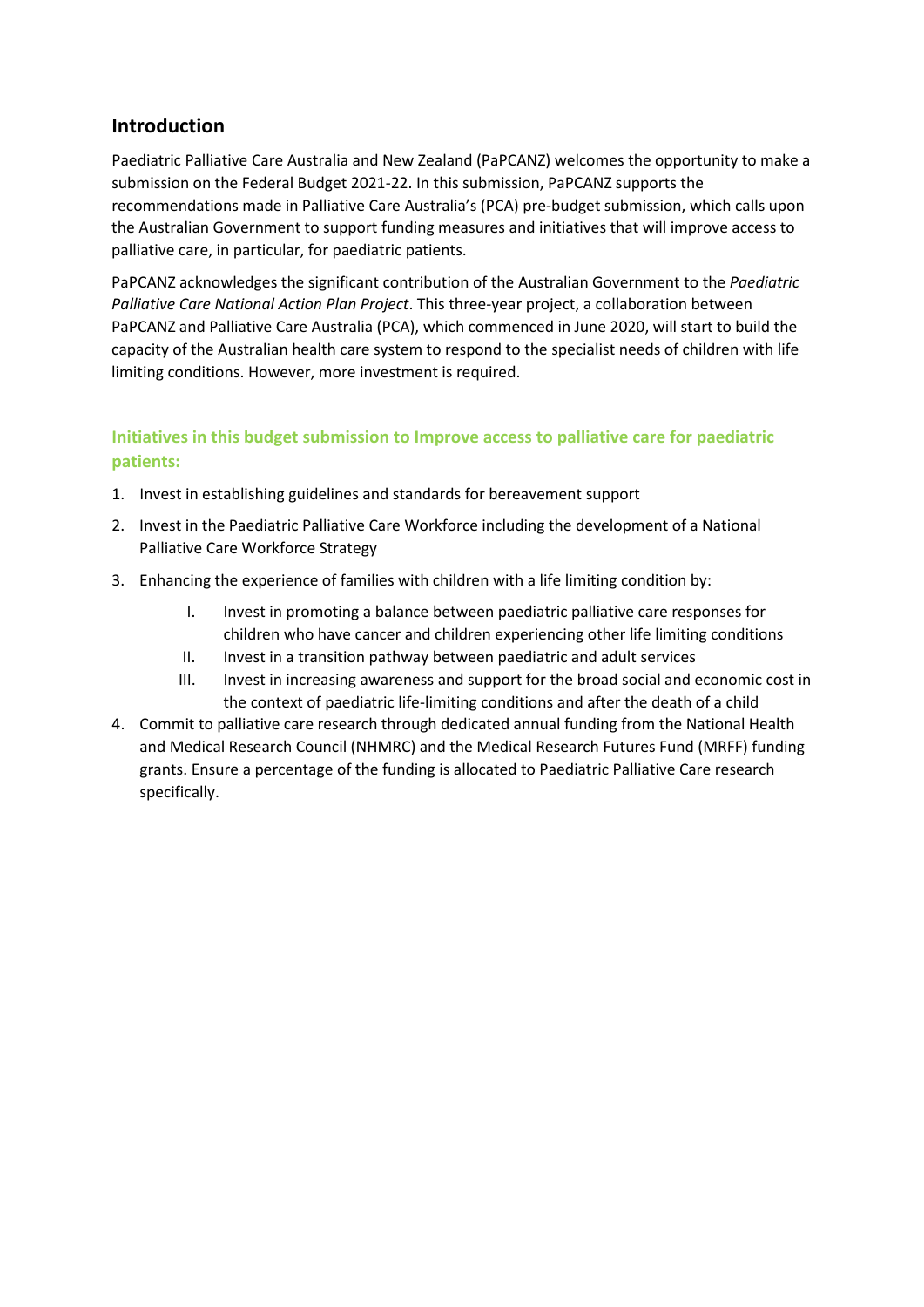## Introduction

Paediatric Palliative Care Australia and New Zealand (PaPCANZ) welcomes the opportunity to make a submission on the Federal Budget 2021-22. In this submission, PaPCANZ supports the recommendations made in Palliative Care Australia's (PCA) pre-budget submission, which calls upon the Australian Government to support funding measures and initiatives that will improve access to palliative care, in particular, for paediatric patients.

PaPCANZ acknowledges the significant contribution of the Australian Government to the *Paediatric Palliative Care National Action Plan Project*. This three-year project, a collaboration between PaPCANZ and Palliative Care Australia (PCA), which commenced in June 2020, will start to build the capacity of the Australian health care system to respond to the specialist needs of children with life limiting conditions. However, more investment is required.

### Initiatives in this budget submission to Improve access to palliative care for paediatric patients:

1. Invest in establishing guidelines and standards for bereavement support
2. Invest in the Paediatric Palliative Care Workforce including the development of a National Palliative Care Workforce Strategy
3. Enhancing the experience of families with children with a life limiting condition by:
   I. Invest in promoting a balance between paediatric palliative care responses for children who have cancer and children experiencing other life limiting conditions
   II. Invest in a transition pathway between paediatric and adult services
   III. Invest in increasing awareness and support for the broad social and economic cost in the context of paediatric life-limiting conditions and after the death of a child
4. Commit to palliative care research through dedicated annual funding from the National Health and Medical Research Council (NHMRC) and the Medical Research Futures Fund (MRFF) funding grants. Ensure a percentage of the funding is allocated to Paediatric Palliative Care research specifically.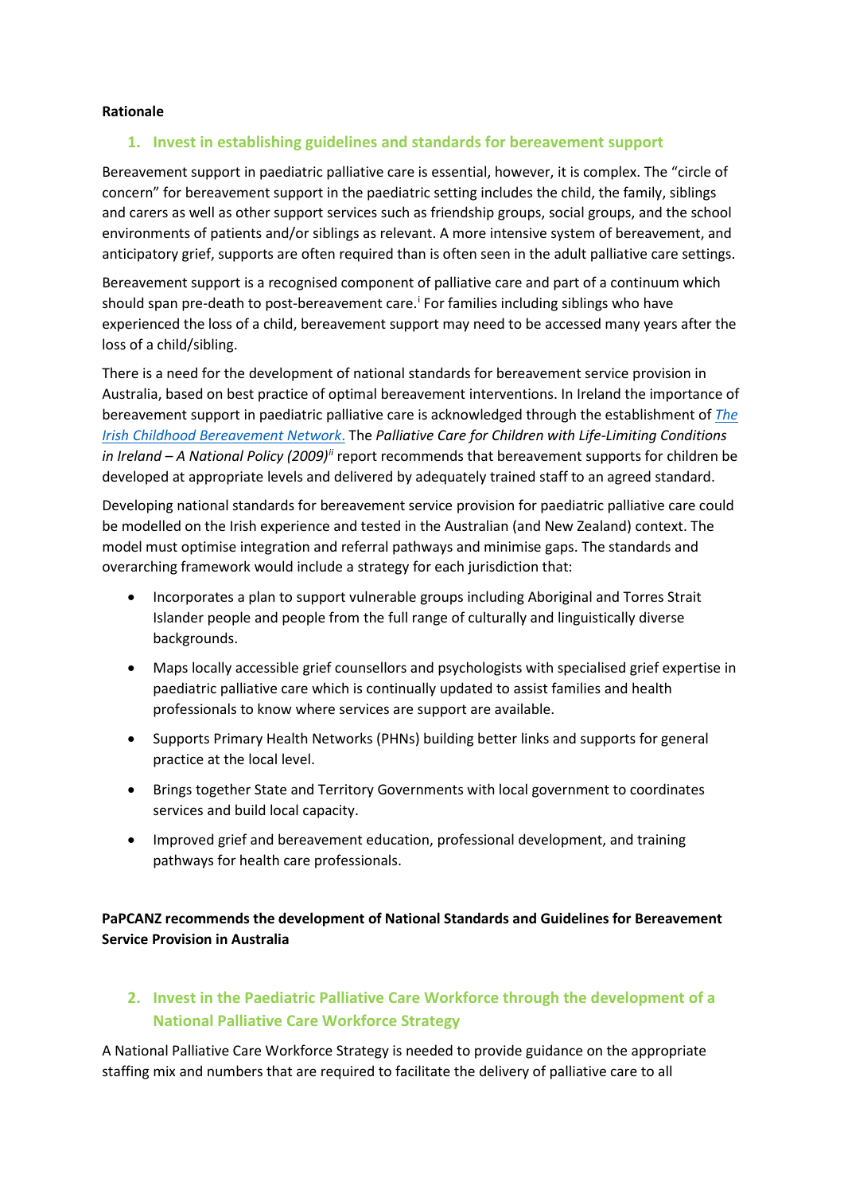**Rationale**

## 1. Invest in establishing guidelines and standards for bereavement support

Bereavement support in paediatric palliative care is essential, however, it is complex. The "circle of concern" for bereavement support in the paediatric setting includes the child, the family, siblings and carers as well as other support services such as friendship groups, social groups, and the school environments of patients and/or siblings as relevant. A more intensive system of bereavement, and anticipatory grief, supports are often required than is often seen in the adult palliative care settings.

Bereavement support is a recognised component of palliative care and part of a continuum which should span pre-death to post-bereavement care.[i] For families including siblings who have experienced the loss of a child, bereavement support may need to be accessed many years after the loss of a child/sibling.

There is a need for the development of national standards for bereavement service provision in Australia, based on best practice of optimal bereavement interventions. In Ireland the importance of bereavement support in paediatric palliative care is acknowledged through the establishment of *The Irish Childhood Bereavement Network.* The *Palliative Care for Children with Life-Limiting Conditions in Ireland – A National Policy (2009)*[ii] report recommends that bereavement supports for children be developed at appropriate levels and delivered by adequately trained staff to an agreed standard.

Developing national standards for bereavement service provision for paediatric palliative care could be modelled on the Irish experience and tested in the Australian (and New Zealand) context. The model must optimise integration and referral pathways and minimise gaps. The standards and overarching framework would include a strategy for each jurisdiction that:

- Incorporates a plan to support vulnerable groups including Aboriginal and Torres Strait Islander people and people from the full range of culturally and linguistically diverse backgrounds.
- Maps locally accessible grief counsellors and psychologists with specialised grief expertise in paediatric palliative care which is continually updated to assist families and health professionals to know where services are support are available.
- Supports Primary Health Networks (PHNs) building better links and supports for general practice at the local level.
- Brings together State and Territory Governments with local government to coordinates services and build local capacity.
- Improved grief and bereavement education, professional development, and training pathways for health care professionals.

**PaPCANZ recommends the development of National Standards and Guidelines for Bereavement Service Provision in Australia**

## 2. Invest in the Paediatric Palliative Care Workforce through the development of a National Palliative Care Workforce Strategy

A National Palliative Care Workforce Strategy is needed to provide guidance on the appropriate staffing mix and numbers that are required to facilitate the delivery of palliative care to all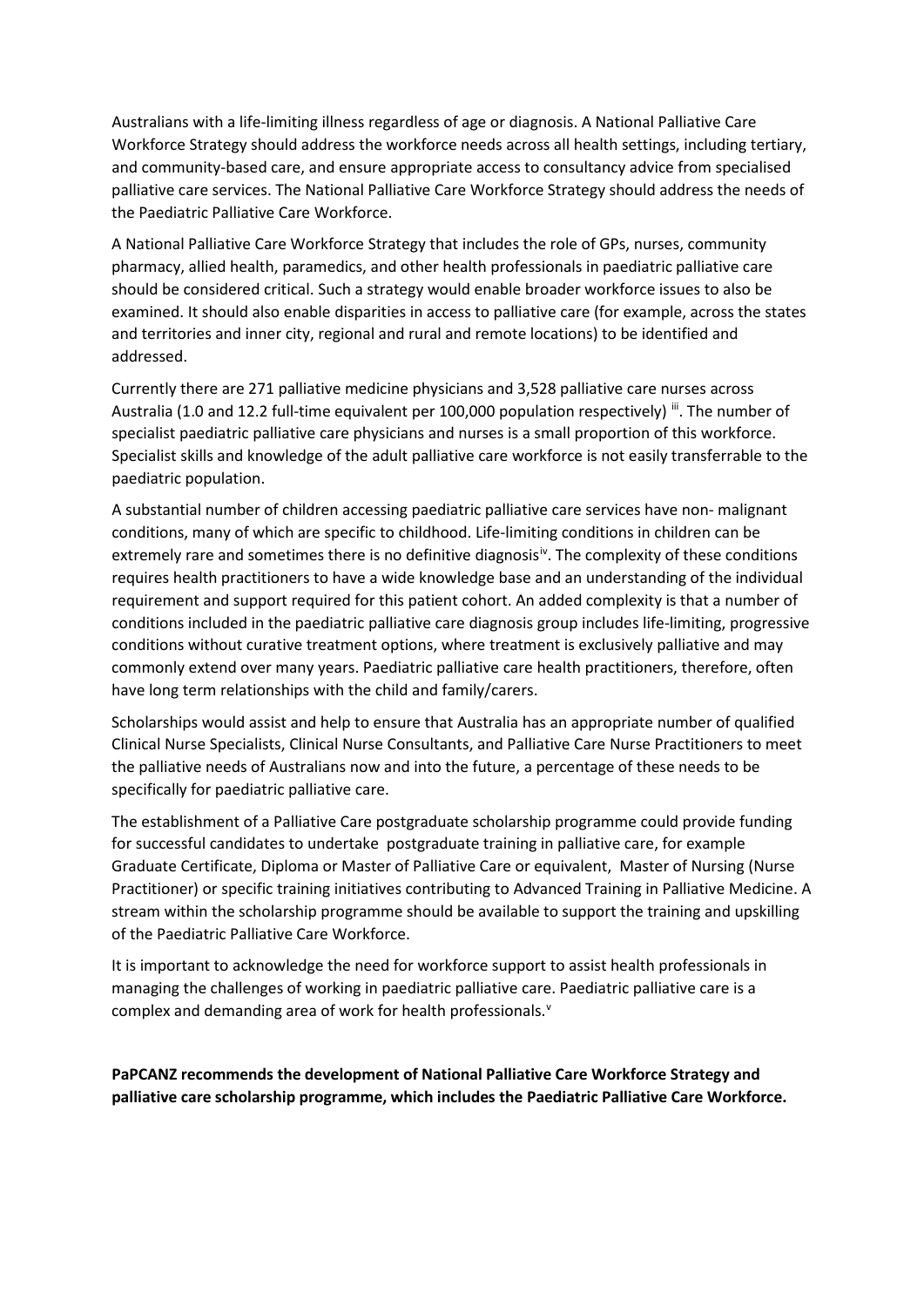Australians with a life-limiting illness regardless of age or diagnosis. A National Palliative Care Workforce Strategy should address the workforce needs across all health settings, including tertiary, and community-based care, and ensure appropriate access to consultancy advice from specialised palliative care services. The National Palliative Care Workforce Strategy should address the needs of the Paediatric Palliative Care Workforce.

A National Palliative Care Workforce Strategy that includes the role of GPs, nurses, community pharmacy, allied health, paramedics, and other health professionals in paediatric palliative care should be considered critical. Such a strategy would enable broader workforce issues to also be examined. It should also enable disparities in access to palliative care (for example, across the states and territories and inner city, regional and rural and remote locations) to be identified and addressed.

Currently there are 271 palliative medicine physicians and 3,528 palliative care nurses across Australia (1.0 and 12.2 full-time equivalent per 100,000 population respectively) [iii]. The number of specialist paediatric palliative care physicians and nurses is a small proportion of this workforce. Specialist skills and knowledge of the adult palliative care workforce is not easily transferrable to the paediatric population.

A substantial number of children accessing paediatric palliative care services have non- malignant conditions, many of which are specific to childhood. Life-limiting conditions in children can be extremely rare and sometimes there is no definitive diagnosis[iv]. The complexity of these conditions requires health practitioners to have a wide knowledge base and an understanding of the individual requirement and support required for this patient cohort. An added complexity is that a number of conditions included in the paediatric palliative care diagnosis group includes life-limiting, progressive conditions without curative treatment options, where treatment is exclusively palliative and may commonly extend over many years. Paediatric palliative care health practitioners, therefore, often have long term relationships with the child and family/carers.

Scholarships would assist and help to ensure that Australia has an appropriate number of qualified Clinical Nurse Specialists, Clinical Nurse Consultants, and Palliative Care Nurse Practitioners to meet the palliative needs of Australians now and into the future, a percentage of these needs to be specifically for paediatric palliative care.

The establishment of a Palliative Care postgraduate scholarship programme could provide funding for successful candidates to undertake postgraduate training in palliative care, for example Graduate Certificate, Diploma or Master of Palliative Care or equivalent, Master of Nursing (Nurse Practitioner) or specific training initiatives contributing to Advanced Training in Palliative Medicine. A stream within the scholarship programme should be available to support the training and upskilling of the Paediatric Palliative Care Workforce.

It is important to acknowledge the need for workforce support to assist health professionals in managing the challenges of working in paediatric palliative care. Paediatric palliative care is a complex and demanding area of work for health professionals.[v]

**PaPCANZ recommends the development of National Palliative Care Workforce Strategy and palliative care scholarship programme, which includes the Paediatric Palliative Care Workforce.**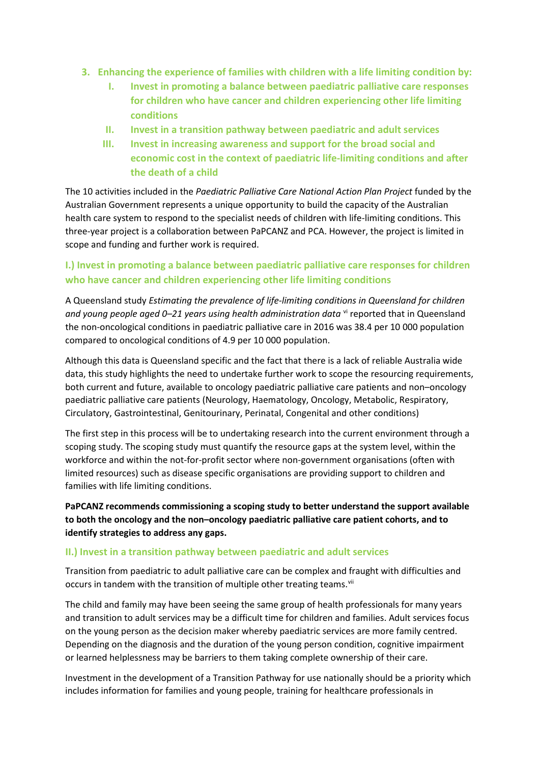3. **Enhancing the experience of families with children with a life limiting condition by:**
    - I. **Invest in promoting a balance between paediatric palliative care responses for children who have cancer and children experiencing other life limiting conditions**
    - II. **Invest in a transition pathway between paediatric and adult services**
    - III. **Invest in increasing awareness and support for the broad social and economic cost in the context of paediatric life-limiting conditions and after the death of a child**

The 10 activities included in the *Paediatric Palliative Care National Action Plan Project* funded by the Australian Government represents a unique opportunity to build the capacity of the Australian health care system to respond to the specialist needs of children with life-limiting conditions. This three-year project is a collaboration between PaPCANZ and PCA. However, the project is limited in scope and funding and further work is required.

### I.) Invest in promoting a balance between paediatric palliative care responses for children who have cancer and children experiencing other life limiting conditions

A Queensland study *Estimating the prevalence of life-limiting conditions in Queensland for children and young people aged 0–21 years using health administration data* [vi] reported that in Queensland the non-oncological conditions in paediatric palliative care in 2016 was 38.4 per 10 000 population compared to oncological conditions of 4.9 per 10 000 population.

Although this data is Queensland specific and the fact that there is a lack of reliable Australia wide data, this study highlights the need to undertake further work to scope the resourcing requirements, both current and future, available to oncology paediatric palliative care patients and non–oncology paediatric palliative care patients (Neurology, Haematology, Oncology, Metabolic, Respiratory, Circulatory, Gastrointestinal, Genitourinary, Perinatal, Congenital and other conditions)

The first step in this process will be to undertaking research into the current environment through a scoping study. The scoping study must quantify the resource gaps at the system level, within the workforce and within the not-for-profit sector where non-government organisations (often with limited resources) such as disease specific organisations are providing support to children and families with life limiting conditions.

**PaPCANZ recommends commissioning a scoping study to better understand the support available to both the oncology and the non–oncology paediatric palliative care patient cohorts, and to identify strategies to address any gaps.**

### II.) Invest in a transition pathway between paediatric and adult services

Transition from paediatric to adult palliative care can be complex and fraught with difficulties and occurs in tandem with the transition of multiple other treating teams.[vii]

The child and family may have been seeing the same group of health professionals for many years and transition to adult services may be a difficult time for children and families. Adult services focus on the young person as the decision maker whereby paediatric services are more family centred. Depending on the diagnosis and the duration of the young person condition, cognitive impairment or learned helplessness may be barriers to them taking complete ownership of their care.

Investment in the development of a Transition Pathway for use nationally should be a priority which includes information for families and young people, training for healthcare professionals in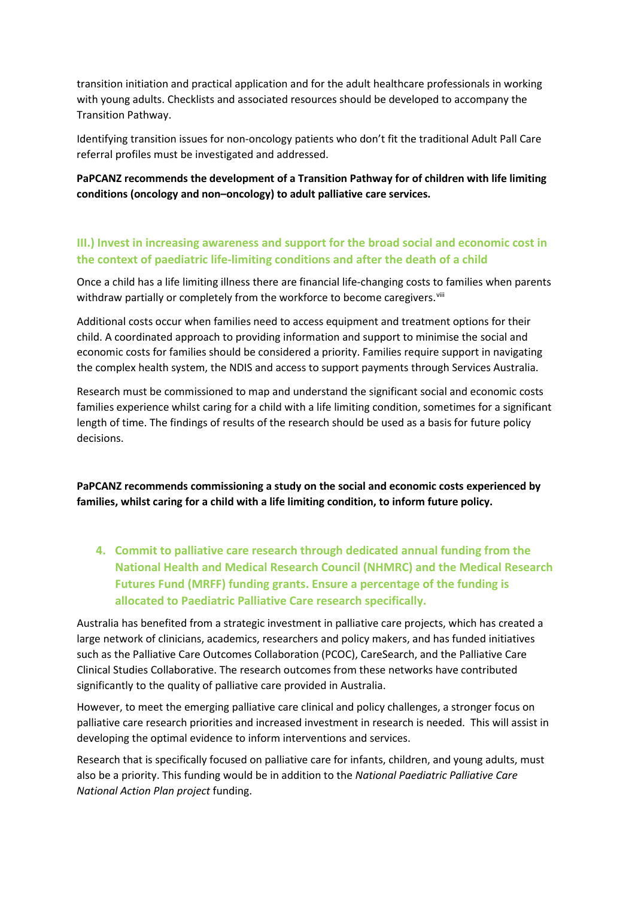transition initiation and practical application and for the adult healthcare professionals in working with young adults. Checklists and associated resources should be developed to accompany the Transition Pathway.

Identifying transition issues for non-oncology patients who don't fit the traditional Adult Pall Care referral profiles must be investigated and addressed.

**PaPCANZ recommends the development of a Transition Pathway for of children with life limiting conditions (oncology and non–oncology) to adult palliative care services.**

### III.) Invest in increasing awareness and support for the broad social and economic cost in the context of paediatric life-limiting conditions and after the death of a child

Once a child has a life limiting illness there are financial life-changing costs to families when parents withdraw partially or completely from the workforce to become caregivers.[viii]

Additional costs occur when families need to access equipment and treatment options for their child. A coordinated approach to providing information and support to minimise the social and economic costs for families should be considered a priority. Families require support in navigating the complex health system, the NDIS and access to support payments through Services Australia.

Research must be commissioned to map and understand the significant social and economic costs families experience whilst caring for a child with a life limiting condition, sometimes for a significant length of time. The findings of results of the research should be used as a basis for future policy decisions.

**PaPCANZ recommends commissioning a study on the social and economic costs experienced by families, whilst caring for a child with a life limiting condition, to inform future policy.**

### 4. Commit to palliative care research through dedicated annual funding from the National Health and Medical Research Council (NHMRC) and the Medical Research Futures Fund (MRFF) funding grants. Ensure a percentage of the funding is allocated to Paediatric Palliative Care research specifically.

Australia has benefited from a strategic investment in palliative care projects, which has created a large network of clinicians, academics, researchers and policy makers, and has funded initiatives such as the Palliative Care Outcomes Collaboration (PCOC), CareSearch, and the Palliative Care Clinical Studies Collaborative. The research outcomes from these networks have contributed significantly to the quality of palliative care provided in Australia.

However, to meet the emerging palliative care clinical and policy challenges, a stronger focus on palliative care research priorities and increased investment in research is needed. This will assist in developing the optimal evidence to inform interventions and services.

Research that is specifically focused on palliative care for infants, children, and young adults, must also be a priority. This funding would be in addition to the *National Paediatric Palliative Care National Action Plan project* funding.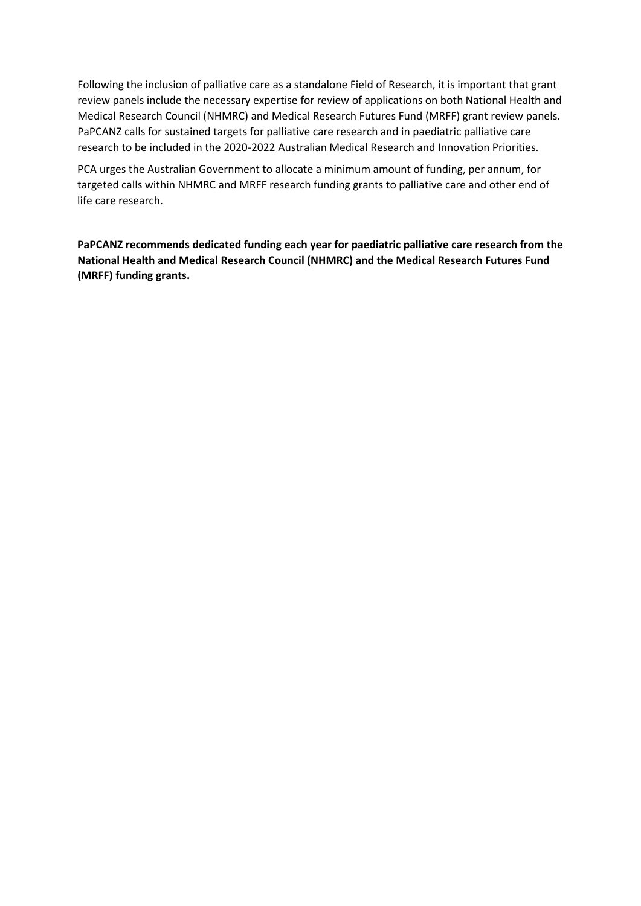Following the inclusion of palliative care as a standalone Field of Research, it is important that grant review panels include the necessary expertise for review of applications on both National Health and Medical Research Council (NHMRC) and Medical Research Futures Fund (MRFF) grant review panels. PaPCANZ calls for sustained targets for palliative care research and in paediatric palliative care research to be included in the 2020-2022 Australian Medical Research and Innovation Priorities.

PCA urges the Australian Government to allocate a minimum amount of funding, per annum, for targeted calls within NHMRC and MRFF research funding grants to palliative care and other end of life care research.

**PaPCANZ recommends dedicated funding each year for paediatric palliative care research from the National Health and Medical Research Council (NHMRC) and the Medical Research Futures Fund (MRFF) funding grants.**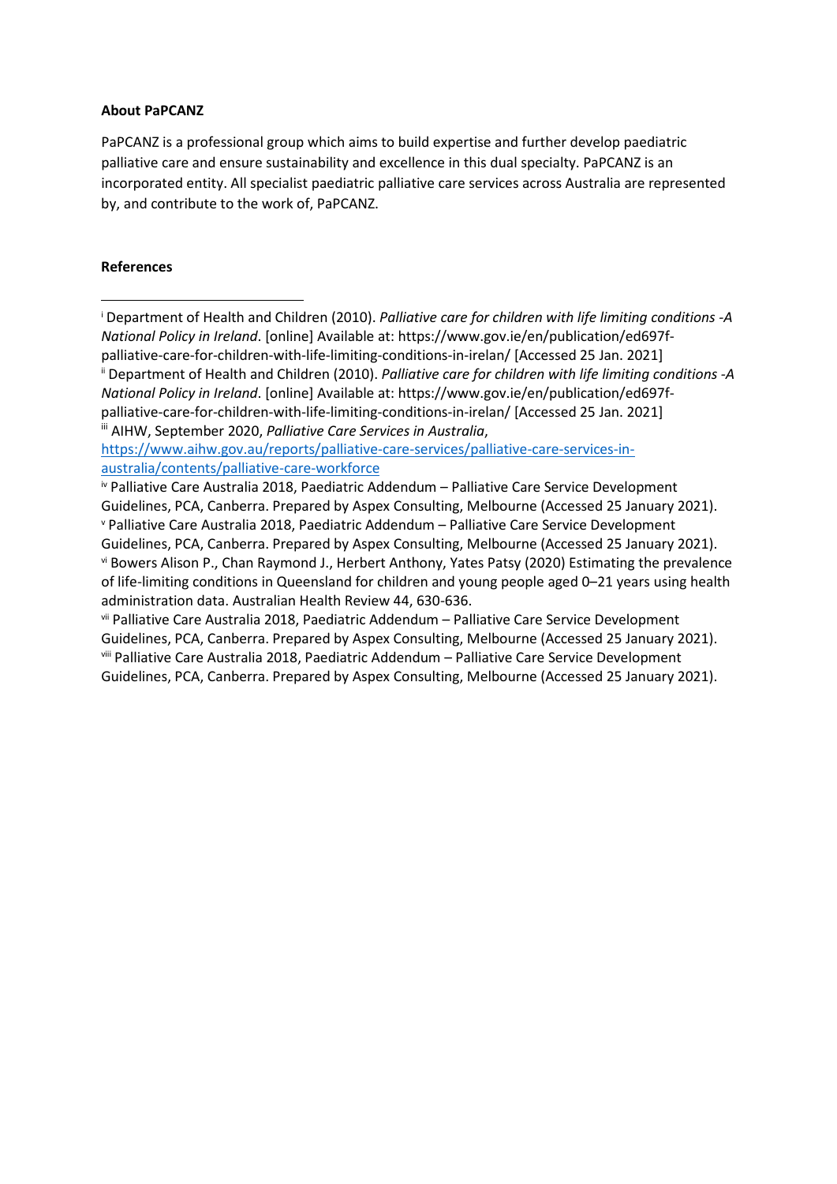**About PaPCANZ**

PaPCANZ is a professional group which aims to build expertise and further develop paediatric palliative care and ensure sustainability and excellence in this dual specialty. PaPCANZ is an incorporated entity. All specialist paediatric palliative care services across Australia are represented by, and contribute to the work of, PaPCANZ.

**References**

---

[i] Department of Health and Children (2010). *Palliative care for children with life limiting conditions -A National Policy in Ireland*. [online] Available at: https://www.gov.ie/en/publication/ed697f-palliative-care-for-children-with-life-limiting-conditions-in-irelan/ [Accessed 25 Jan. 2021]

[ii] Department of Health and Children (2010). *Palliative care for children with life limiting conditions -A National Policy in Ireland*. [online] Available at: https://www.gov.ie/en/publication/ed697f-palliative-care-for-children-with-life-limiting-conditions-in-irelan/ [Accessed 25 Jan. 2021]

[iii] AIHW, September 2020, *Palliative Care Services in Australia*, https://www.aihw.gov.au/reports/palliative-care-services/palliative-care-services-in-australia/contents/palliative-care-workforce

[iv] Palliative Care Australia 2018, Paediatric Addendum – Palliative Care Service Development Guidelines, PCA, Canberra. Prepared by Aspex Consulting, Melbourne (Accessed 25 January 2021).

[v] Palliative Care Australia 2018, Paediatric Addendum – Palliative Care Service Development Guidelines, PCA, Canberra. Prepared by Aspex Consulting, Melbourne (Accessed 25 January 2021).

[vi] Bowers Alison P., Chan Raymond J., Herbert Anthony, Yates Patsy (2020) Estimating the prevalence of life-limiting conditions in Queensland for children and young people aged 0–21 years using health administration data. Australian Health Review 44, 630-636.

[vii] Palliative Care Australia 2018, Paediatric Addendum – Palliative Care Service Development Guidelines, PCA, Canberra. Prepared by Aspex Consulting, Melbourne (Accessed 25 January 2021).

[viii] Palliative Care Australia 2018, Paediatric Addendum – Palliative Care Service Development Guidelines, PCA, Canberra. Prepared by Aspex Consulting, Melbourne (Accessed 25 January 2021).